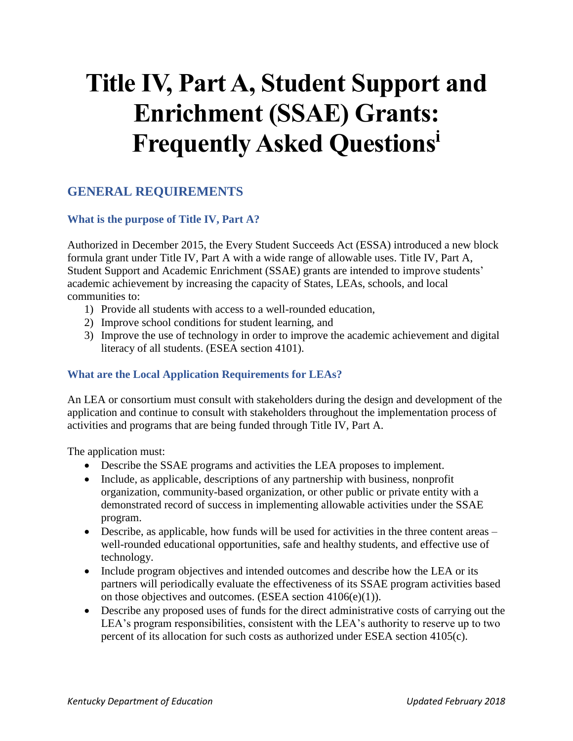# Title IV, Part A, Student Support and Enrichment (SSAE) Grants: Frequently Asked Questions[i]

## GENERAL REQUIREMENTS

### What is the purpose of Title IV, Part A?

Authorized in December 2015, the Every Student Succeeds Act (ESSA) introduced a new block formula grant under Title IV, Part A with a wide range of allowable uses. Title IV, Part A, Student Support and Academic Enrichment (SSAE) grants are intended to improve students' academic achievement by increasing the capacity of States, LEAs, schools, and local communities to:

1) Provide all students with access to a well-rounded education,
2) Improve school conditions for student learning, and
3) Improve the use of technology in order to improve the academic achievement and digital literacy of all students. (ESEA section 4101).

### What are the Local Application Requirements for LEAs?

An LEA or consortium must consult with stakeholders during the design and development of the application and continue to consult with stakeholders throughout the implementation process of activities and programs that are being funded through Title IV, Part A.

The application must:

- Describe the SSAE programs and activities the LEA proposes to implement.
- Include, as applicable, descriptions of any partnership with business, nonprofit organization, community-based organization, or other public or private entity with a demonstrated record of success in implementing allowable activities under the SSAE program.
- Describe, as applicable, how funds will be used for activities in the three content areas – well-rounded educational opportunities, safe and healthy students, and effective use of technology.
- Include program objectives and intended outcomes and describe how the LEA or its partners will periodically evaluate the effectiveness of its SSAE program activities based on those objectives and outcomes. (ESEA section 4106(e)(1)).
- Describe any proposed uses of funds for the direct administrative costs of carrying out the LEA's program responsibilities, consistent with the LEA's authority to reserve up to two percent of its allocation for such costs as authorized under ESEA section 4105(c).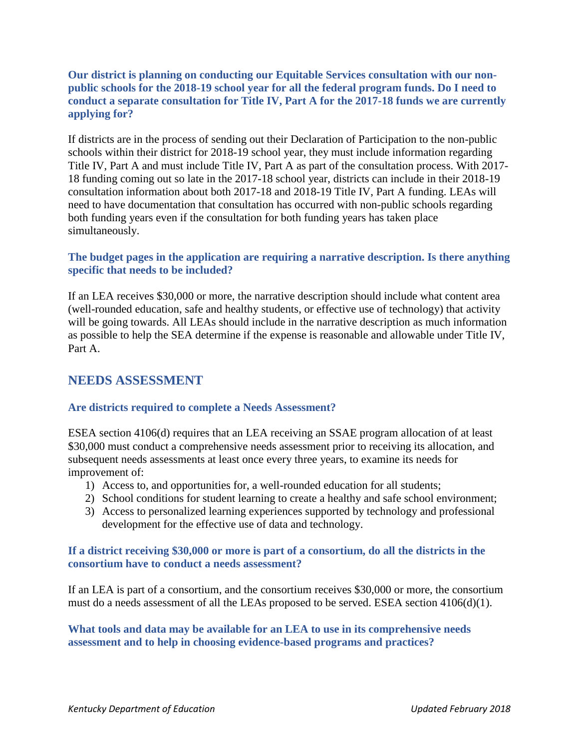**Our district is planning on conducting our Equitable Services consultation with our non-public schools for the 2018-19 school year for all the federal program funds. Do I need to conduct a separate consultation for Title IV, Part A for the 2017-18 funds we are currently applying for?**

If districts are in the process of sending out their Declaration of Participation to the non-public schools within their district for 2018-19 school year, they must include information regarding Title IV, Part A and must include Title IV, Part A as part of the consultation process. With 2017-18 funding coming out so late in the 2017-18 school year, districts can include in their 2018-19 consultation information about both 2017-18 and 2018-19 Title IV, Part A funding. LEAs will need to have documentation that consultation has occurred with non-public schools regarding both funding years even if the consultation for both funding years has taken place simultaneously.

**The budget pages in the application are requiring a narrative description. Is there anything specific that needs to be included?**

If an LEA receives $30,000 or more, the narrative description should include what content area (well-rounded education, safe and healthy students, or effective use of technology) that activity will be going towards. All LEAs should include in the narrative description as much information as possible to help the SEA determine if the expense is reasonable and allowable under Title IV, Part A.

## NEEDS ASSESSMENT

**Are districts required to complete a Needs Assessment?**

ESEA section 4106(d) requires that an LEA receiving an SSAE program allocation of at least $30,000 must conduct a comprehensive needs assessment prior to receiving its allocation, and subsequent needs assessments at least once every three years, to examine its needs for improvement of:

1) Access to, and opportunities for, a well-rounded education for all students;
2) School conditions for student learning to create a healthy and safe school environment;
3) Access to personalized learning experiences supported by technology and professional development for the effective use of data and technology.

**If a district receiving $30,000 or more is part of a consortium, do all the districts in the consortium have to conduct a needs assessment?**

If an LEA is part of a consortium, and the consortium receives $30,000 or more, the consortium must do a needs assessment of all the LEAs proposed to be served. ESEA section 4106(d)(1).

**What tools and data may be available for an LEA to use in its comprehensive needs assessment and to help in choosing evidence-based programs and practices?**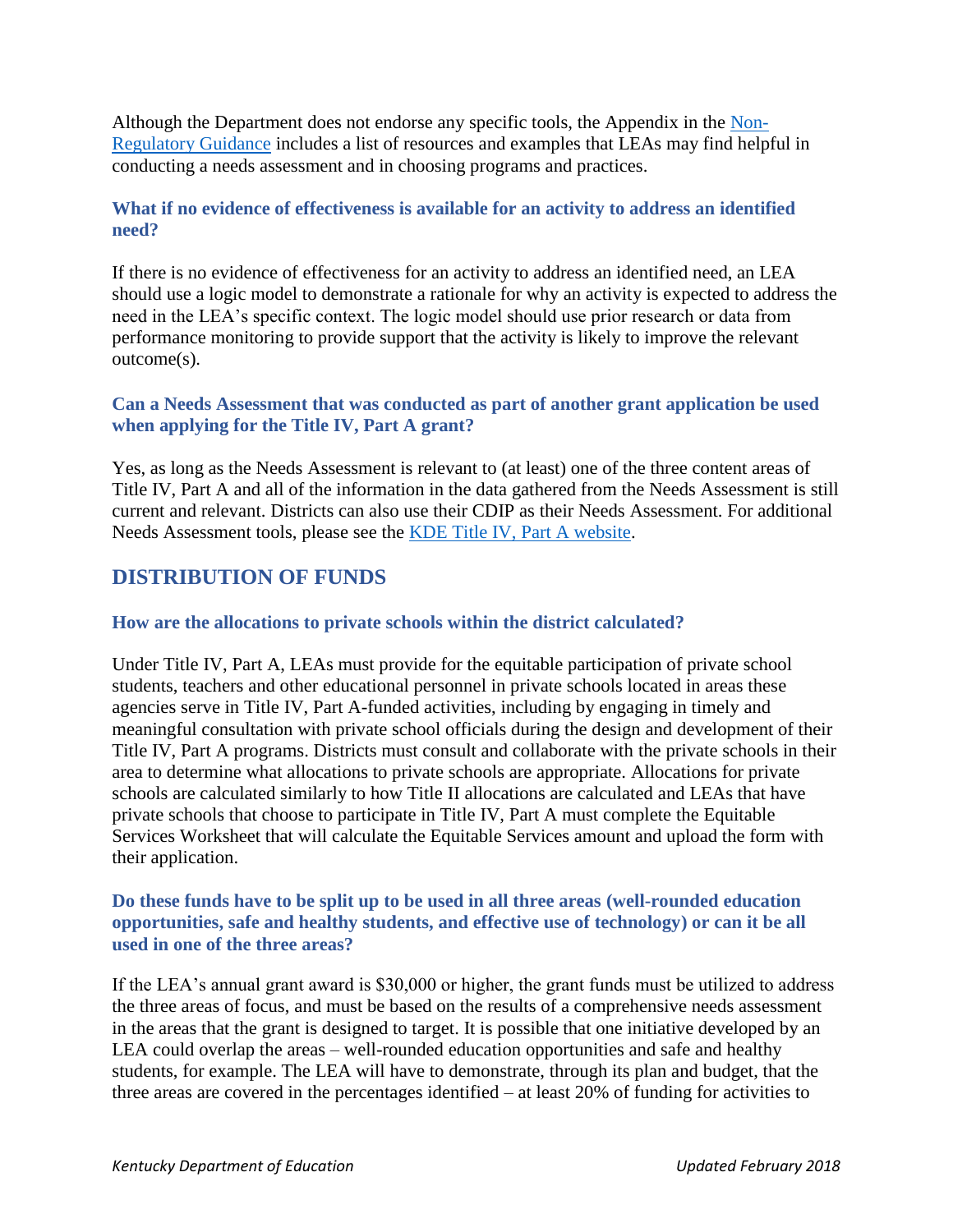Although the Department does not endorse any specific tools, the Appendix in the [Non-Regulatory Guidance]() includes a list of resources and examples that LEAs may find helpful in conducting a needs assessment and in choosing programs and practices.

### What if no evidence of effectiveness is available for an activity to address an identified need?

If there is no evidence of effectiveness for an activity to address an identified need, an LEA should use a logic model to demonstrate a rationale for why an activity is expected to address the need in the LEA's specific context. The logic model should use prior research or data from performance monitoring to provide support that the activity is likely to improve the relevant outcome(s).

### Can a Needs Assessment that was conducted as part of another grant application be used when applying for the Title IV, Part A grant?

Yes, as long as the Needs Assessment is relevant to (at least) one of the three content areas of Title IV, Part A and all of the information in the data gathered from the Needs Assessment is still current and relevant. Districts can also use their CDIP as their Needs Assessment. For additional Needs Assessment tools, please see the [KDE Title IV, Part A website]().

## DISTRIBUTION OF FUNDS

### How are the allocations to private schools within the district calculated?

Under Title IV, Part A, LEAs must provide for the equitable participation of private school students, teachers and other educational personnel in private schools located in areas these agencies serve in Title IV, Part A-funded activities, including by engaging in timely and meaningful consultation with private school officials during the design and development of their Title IV, Part A programs. Districts must consult and collaborate with the private schools in their area to determine what allocations to private schools are appropriate. Allocations for private schools are calculated similarly to how Title II allocations are calculated and LEAs that have private schools that choose to participate in Title IV, Part A must complete the Equitable Services Worksheet that will calculate the Equitable Services amount and upload the form with their application.

### Do these funds have to be split up to be used in all three areas (well-rounded education opportunities, safe and healthy students, and effective use of technology) or can it be all used in one of the three areas?

If the LEA's annual grant award is $30,000 or higher, the grant funds must be utilized to address the three areas of focus, and must be based on the results of a comprehensive needs assessment in the areas that the grant is designed to target. It is possible that one initiative developed by an LEA could overlap the areas – well-rounded education opportunities and safe and healthy students, for example. The LEA will have to demonstrate, through its plan and budget, that the three areas are covered in the percentages identified – at least 20% of funding for activities to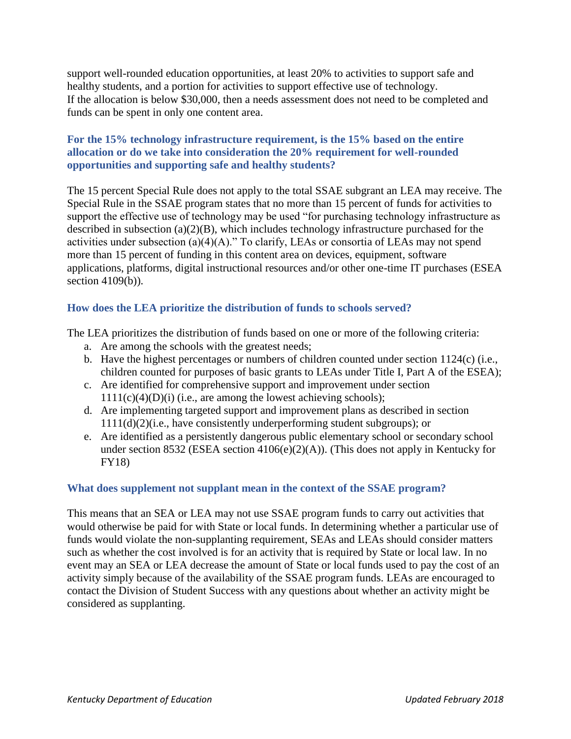support well-rounded education opportunities, at least 20% to activities to support safe and healthy students, and a portion for activities to support effective use of technology. If the allocation is below $30,000, then a needs assessment does not need to be completed and funds can be spent in only one content area.

### For the 15% technology infrastructure requirement, is the 15% based on the entire allocation or do we take into consideration the 20% requirement for well-rounded opportunities and supporting safe and healthy students?

The 15 percent Special Rule does not apply to the total SSAE subgrant an LEA may receive. The Special Rule in the SSAE program states that no more than 15 percent of funds for activities to support the effective use of technology may be used "for purchasing technology infrastructure as described in subsection (a)(2)(B), which includes technology infrastructure purchased for the activities under subsection (a)(4)(A)." To clarify, LEAs or consortia of LEAs may not spend more than 15 percent of funding in this content area on devices, equipment, software applications, platforms, digital instructional resources and/or other one-time IT purchases (ESEA section 4109(b)).

### How does the LEA prioritize the distribution of funds to schools served?

The LEA prioritizes the distribution of funds based on one or more of the following criteria:

a. Are among the schools with the greatest needs;
b. Have the highest percentages or numbers of children counted under section 1124(c) (i.e., children counted for purposes of basic grants to LEAs under Title I, Part A of the ESEA);
c. Are identified for comprehensive support and improvement under section 1111(c)(4)(D)(i) (i.e., are among the lowest achieving schools);
d. Are implementing targeted support and improvement plans as described in section 1111(d)(2)(i.e., have consistently underperforming student subgroups); or
e. Are identified as a persistently dangerous public elementary school or secondary school under section 8532 (ESEA section 4106(e)(2)(A)). (This does not apply in Kentucky for FY18)

### What does supplement not supplant mean in the context of the SSAE program?

This means that an SEA or LEA may not use SSAE program funds to carry out activities that would otherwise be paid for with State or local funds. In determining whether a particular use of funds would violate the non-supplanting requirement, SEAs and LEAs should consider matters such as whether the cost involved is for an activity that is required by State or local law. In no event may an SEA or LEA decrease the amount of State or local funds used to pay the cost of an activity simply because of the availability of the SSAE program funds. LEAs are encouraged to contact the Division of Student Success with any questions about whether an activity might be considered as supplanting.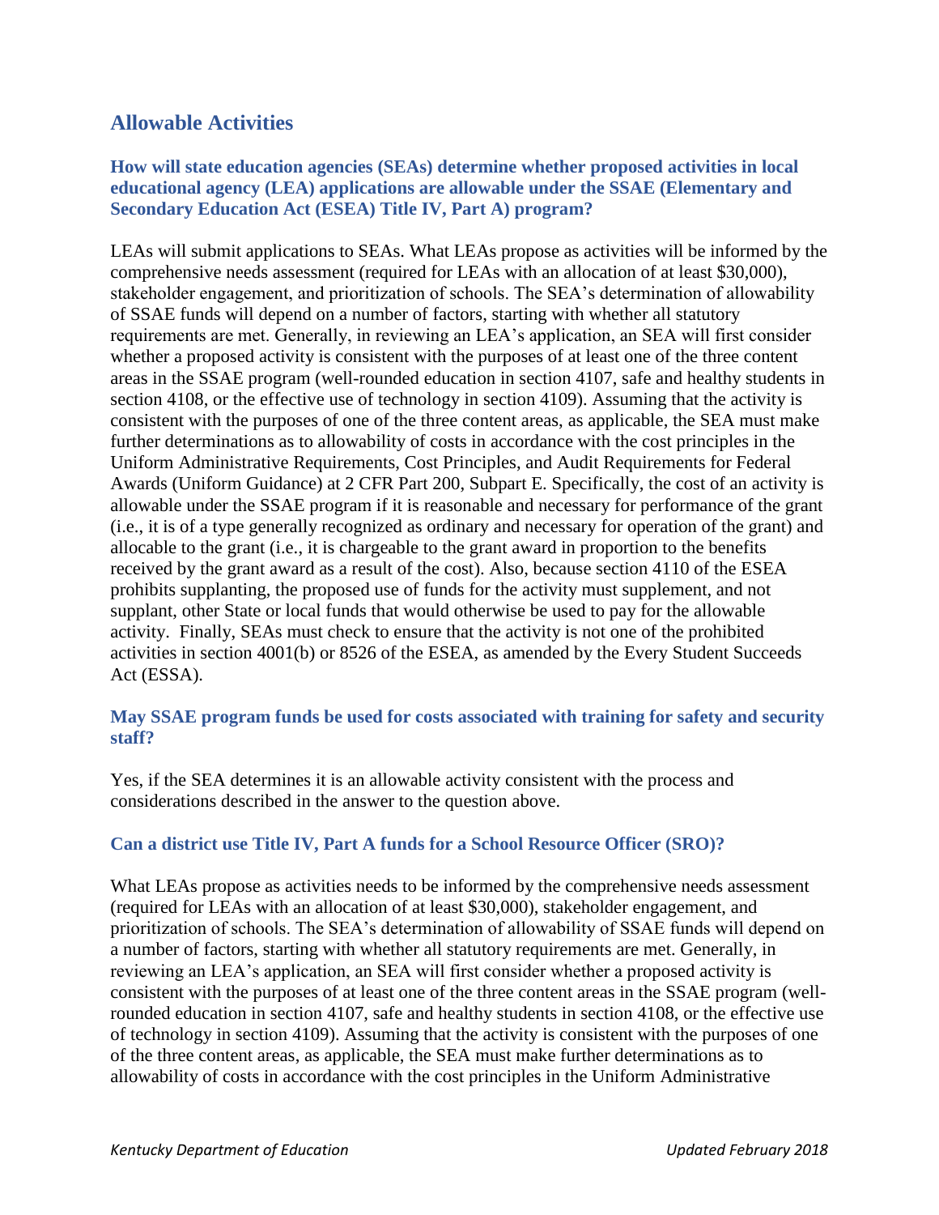## Allowable Activities

### How will state education agencies (SEAs) determine whether proposed activities in local educational agency (LEA) applications are allowable under the SSAE (Elementary and Secondary Education Act (ESEA) Title IV, Part A) program?

LEAs will submit applications to SEAs. What LEAs propose as activities will be informed by the comprehensive needs assessment (required for LEAs with an allocation of at least $30,000), stakeholder engagement, and prioritization of schools. The SEA's determination of allowability of SSAE funds will depend on a number of factors, starting with whether all statutory requirements are met. Generally, in reviewing an LEA's application, an SEA will first consider whether a proposed activity is consistent with the purposes of at least one of the three content areas in the SSAE program (well-rounded education in section 4107, safe and healthy students in section 4108, or the effective use of technology in section 4109). Assuming that the activity is consistent with the purposes of one of the three content areas, as applicable, the SEA must make further determinations as to allowability of costs in accordance with the cost principles in the Uniform Administrative Requirements, Cost Principles, and Audit Requirements for Federal Awards (Uniform Guidance) at 2 CFR Part 200, Subpart E. Specifically, the cost of an activity is allowable under the SSAE program if it is reasonable and necessary for performance of the grant (i.e., it is of a type generally recognized as ordinary and necessary for operation of the grant) and allocable to the grant (i.e., it is chargeable to the grant award in proportion to the benefits received by the grant award as a result of the cost). Also, because section 4110 of the ESEA prohibits supplanting, the proposed use of funds for the activity must supplement, and not supplant, other State or local funds that would otherwise be used to pay for the allowable activity. Finally, SEAs must check to ensure that the activity is not one of the prohibited activities in section 4001(b) or 8526 of the ESEA, as amended by the Every Student Succeeds Act (ESSA).

### May SSAE program funds be used for costs associated with training for safety and security staff?

Yes, if the SEA determines it is an allowable activity consistent with the process and considerations described in the answer to the question above.

### Can a district use Title IV, Part A funds for a School Resource Officer (SRO)?

What LEAs propose as activities needs to be informed by the comprehensive needs assessment (required for LEAs with an allocation of at least $30,000), stakeholder engagement, and prioritization of schools. The SEA's determination of allowability of SSAE funds will depend on a number of factors, starting with whether all statutory requirements are met. Generally, in reviewing an LEA's application, an SEA will first consider whether a proposed activity is consistent with the purposes of at least one of the three content areas in the SSAE program (well-rounded education in section 4107, safe and healthy students in section 4108, or the effective use of technology in section 4109). Assuming that the activity is consistent with the purposes of one of the three content areas, as applicable, the SEA must make further determinations as to allowability of costs in accordance with the cost principles in the Uniform Administrative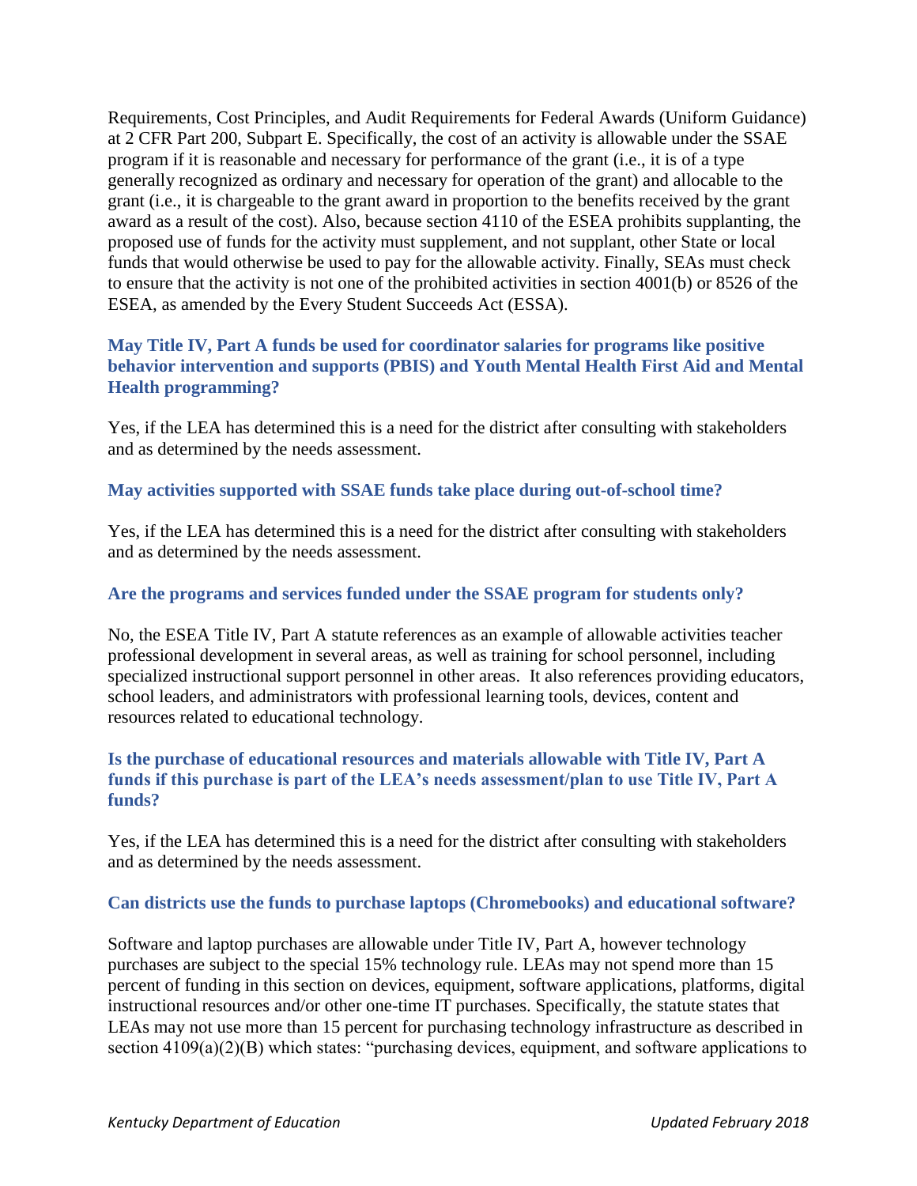Requirements, Cost Principles, and Audit Requirements for Federal Awards (Uniform Guidance) at 2 CFR Part 200, Subpart E. Specifically, the cost of an activity is allowable under the SSAE program if it is reasonable and necessary for performance of the grant (i.e., it is of a type generally recognized as ordinary and necessary for operation of the grant) and allocable to the grant (i.e., it is chargeable to the grant award in proportion to the benefits received by the grant award as a result of the cost). Also, because section 4110 of the ESEA prohibits supplanting, the proposed use of funds for the activity must supplement, and not supplant, other State or local funds that would otherwise be used to pay for the allowable activity. Finally, SEAs must check to ensure that the activity is not one of the prohibited activities in section 4001(b) or 8526 of the ESEA, as amended by the Every Student Succeeds Act (ESSA).

### May Title IV, Part A funds be used for coordinator salaries for programs like positive behavior intervention and supports (PBIS) and Youth Mental Health First Aid and Mental Health programming?

Yes, if the LEA has determined this is a need for the district after consulting with stakeholders and as determined by the needs assessment.

### May activities supported with SSAE funds take place during out-of-school time?

Yes, if the LEA has determined this is a need for the district after consulting with stakeholders and as determined by the needs assessment.

### Are the programs and services funded under the SSAE program for students only?

No, the ESEA Title IV, Part A statute references as an example of allowable activities teacher professional development in several areas, as well as training for school personnel, including specialized instructional support personnel in other areas. It also references providing educators, school leaders, and administrators with professional learning tools, devices, content and resources related to educational technology.

### Is the purchase of educational resources and materials allowable with Title IV, Part A funds if this purchase is part of the LEA's needs assessment/plan to use Title IV, Part A funds?

Yes, if the LEA has determined this is a need for the district after consulting with stakeholders and as determined by the needs assessment.

### Can districts use the funds to purchase laptops (Chromebooks) and educational software?

Software and laptop purchases are allowable under Title IV, Part A, however technology purchases are subject to the special 15% technology rule. LEAs may not spend more than 15 percent of funding in this section on devices, equipment, software applications, platforms, digital instructional resources and/or other one-time IT purchases. Specifically, the statute states that LEAs may not use more than 15 percent for purchasing technology infrastructure as described in section 4109(a)(2)(B) which states: "purchasing devices, equipment, and software applications to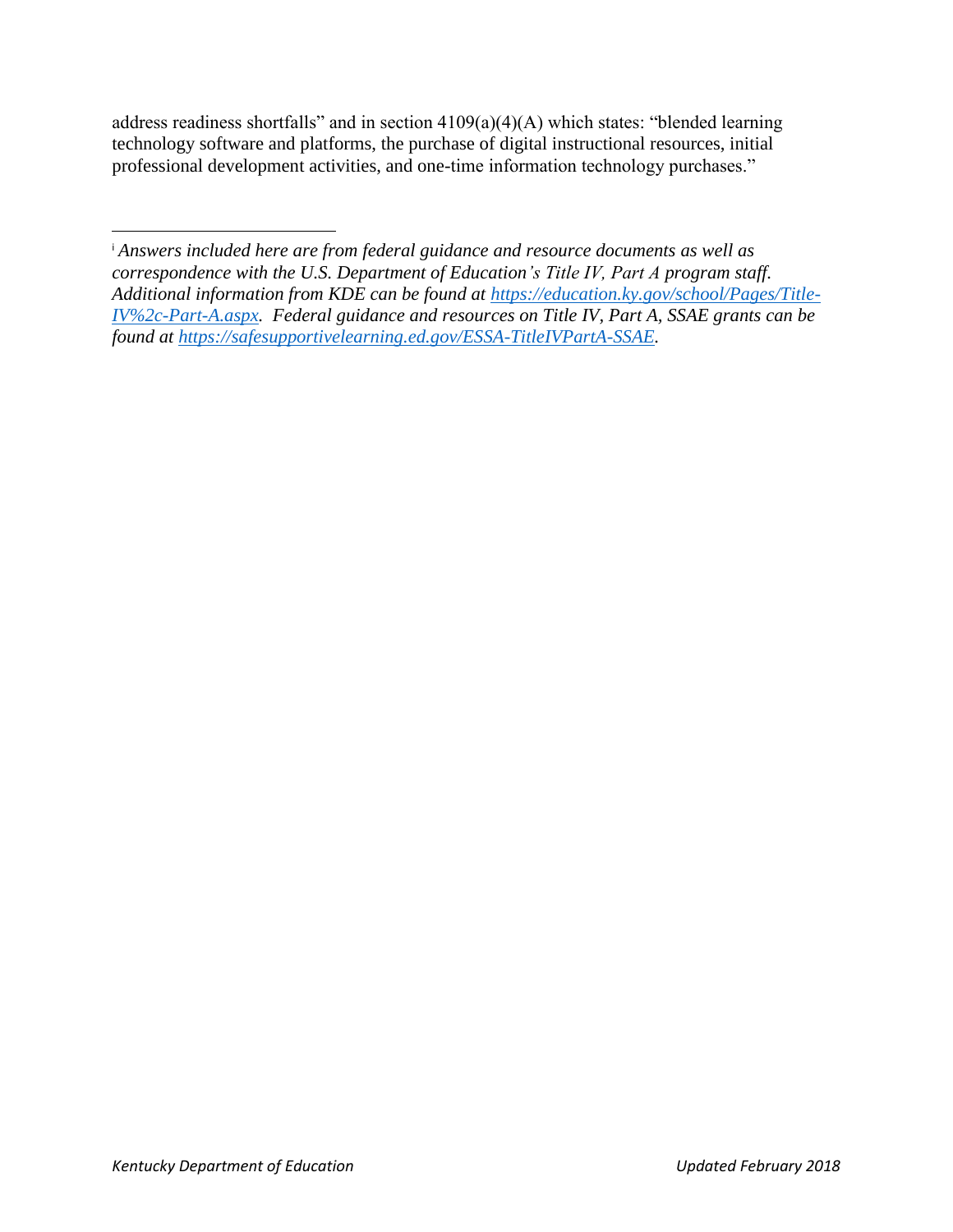address readiness shortfalls" and in section 4109(a)(4)(A) which states: "blended learning technology software and platforms, the purchase of digital instructional resources, initial professional development activities, and one-time information technology purchases."

---

[i] *Answers included here are from federal guidance and resource documents as well as correspondence with the U.S. Department of Education's Title IV, Part A program staff. Additional information from KDE can be found at [https://education.ky.gov/school/Pages/Title-IV%2c-Part-A.aspx](https://education.ky.gov/school/Pages/Title-IV%2c-Part-A.aspx). Federal guidance and resources on Title IV, Part A, SSAE grants can be found at [https://safesupportivelearning.ed.gov/ESSA-TitleIVPartA-SSAE](https://safesupportivelearning.ed.gov/ESSA-TitleIVPartA-SSAE).*